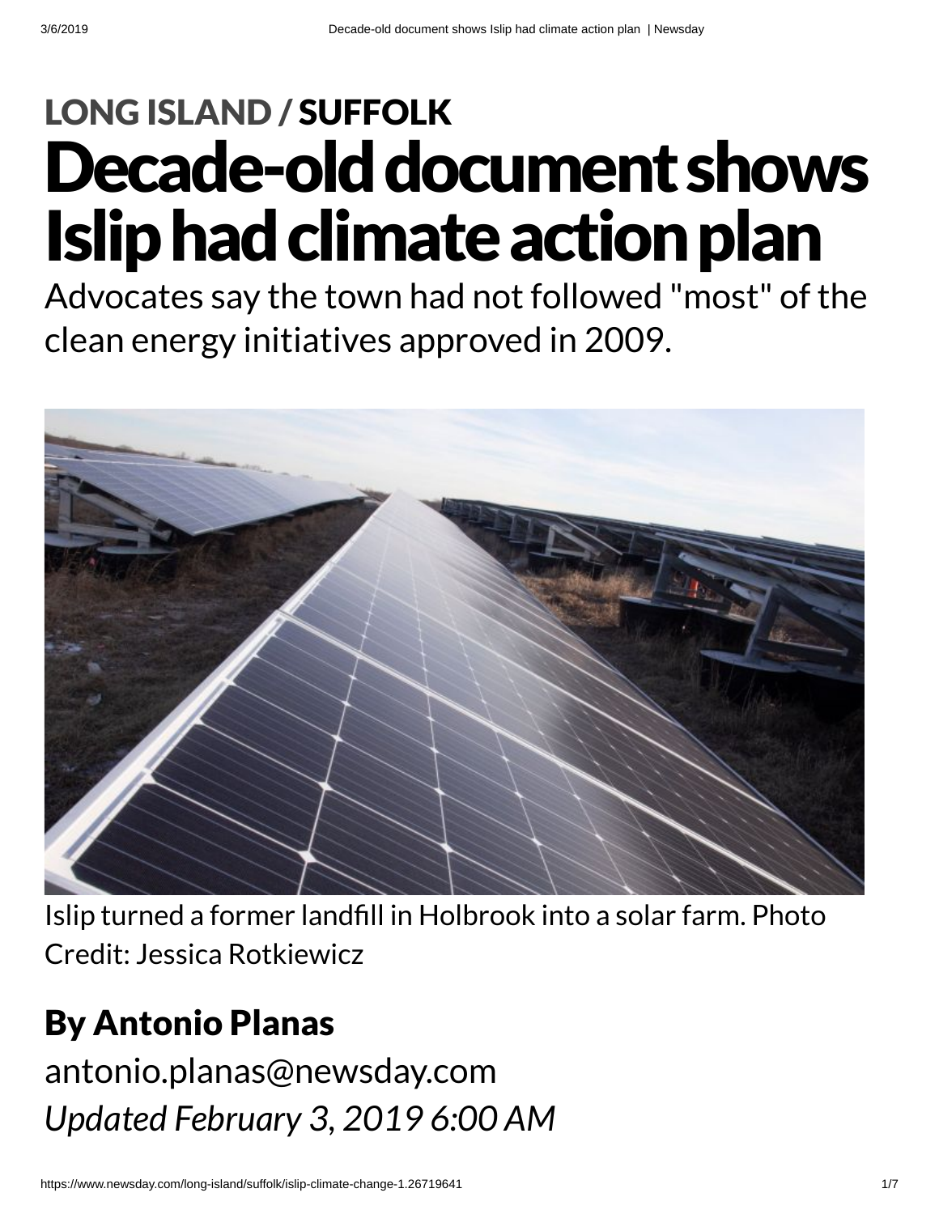LONG ISLAND / SUFFOLK

# Decade-old document shows Islip had climate action plan

Advocates say the town had not followed "most" of the clean energy initiatives approved in 2009.

Islip turned a former landfill in Holbrook into a solar farm. Photo Credit: Jessica Rotkiewicz

## By Antonio Planas

antonio.planas@newsday.com

*Updated February 3, 2019 6:00 AM*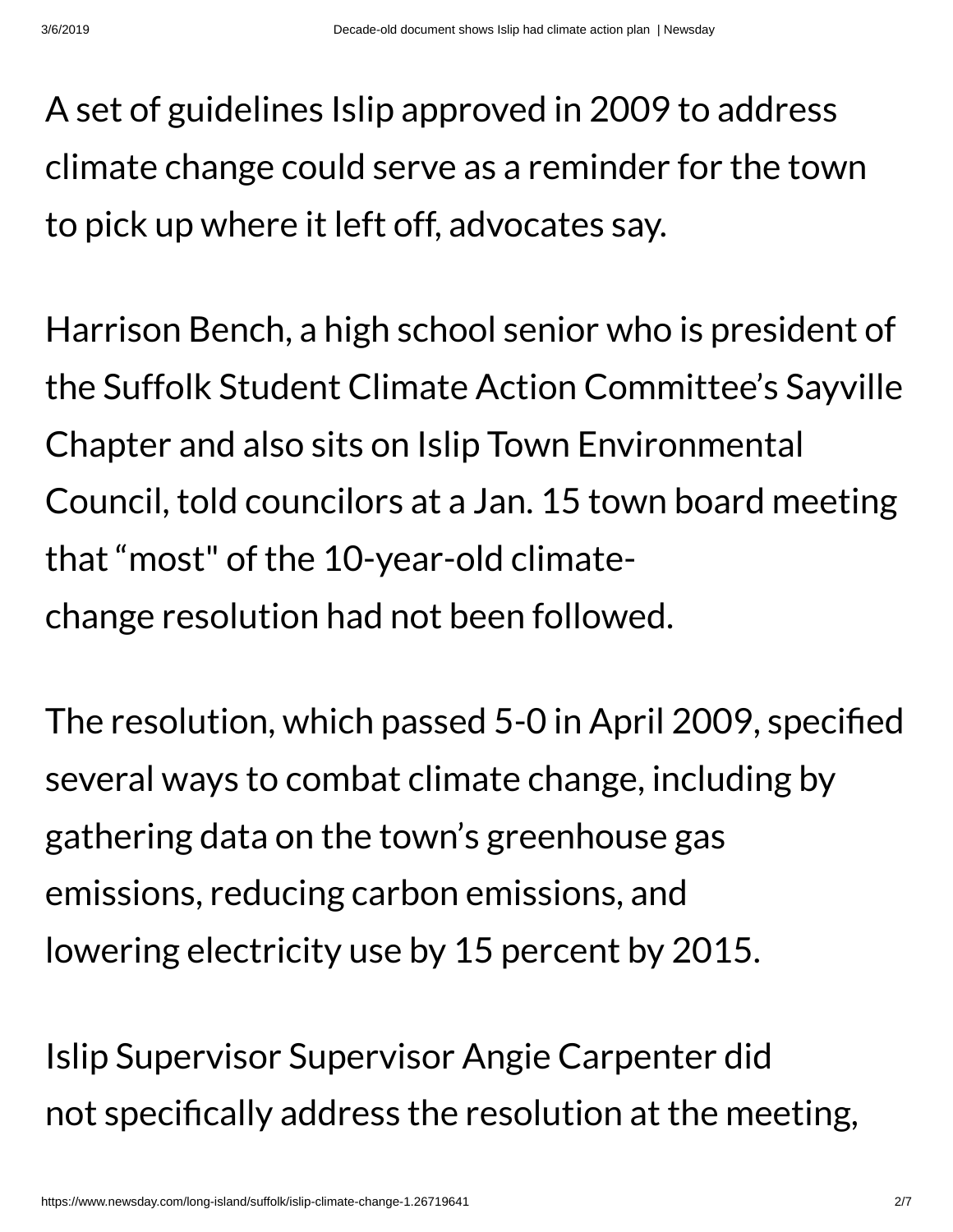A set of guidelines Islip approved in 2009 to address climate change could serve as a reminder for the town to pick up where it left off, advocates say.

Harrison Bench, a high school senior who is president of the Suffolk Student Climate Action Committee's Sayville Chapter and also sits on Islip Town Environmental Council, told councilors at a Jan. 15 town board meeting that "most" of the 10-year-old climate-change resolution had not been followed.

The resolution, which passed 5-0 in April 2009, specified several ways to combat climate change, including by gathering data on the town's greenhouse gas emissions, reducing carbon emissions, and lowering electricity use by 15 percent by 2015.

Islip Supervisor Supervisor Angie Carpenter did not specifically address the resolution at the meeting,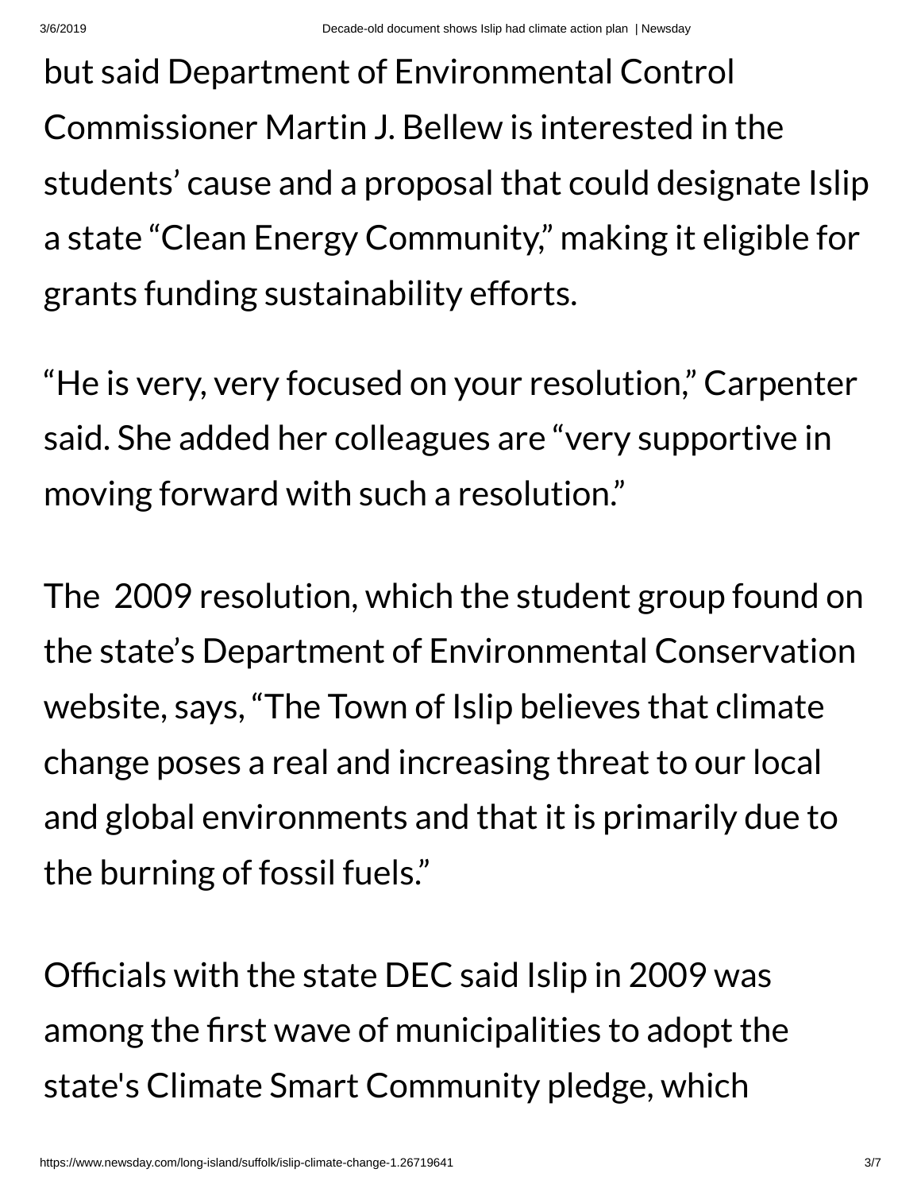but said Department of Environmental Control Commissioner Martin J. Bellew is interested in the students' cause and a proposal that could designate Islip a state "Clean Energy Community," making it eligible for grants funding sustainability efforts.

"He is very, very focused on your resolution," Carpenter said. She added her colleagues are "very supportive in moving forward with such a resolution."

The 2009 resolution, which the student group found on the state's Department of Environmental Conservation website, says, "The Town of Islip believes that climate change poses a real and increasing threat to our local and global environments and that it is primarily due to the burning of fossil fuels."

Officials with the state DEC said Islip in 2009 was among the first wave of municipalities to adopt the state's Climate Smart Community pledge, which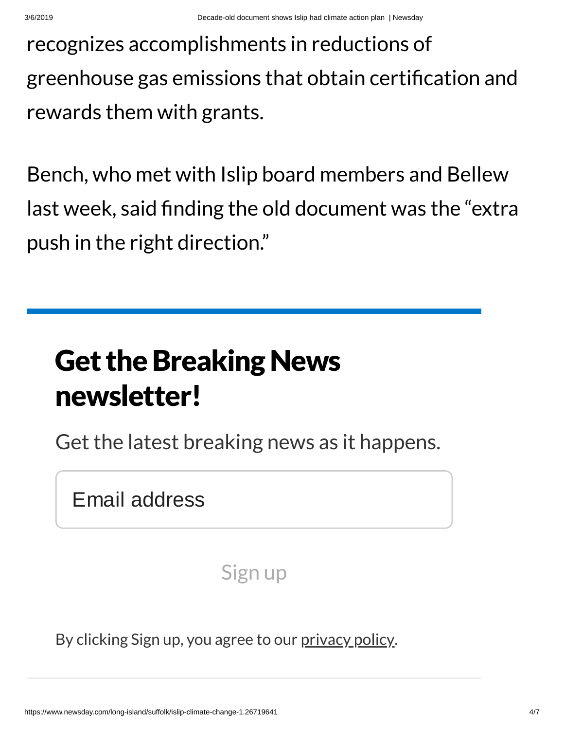recognizes accomplishments in reductions of greenhouse gas emissions that obtain certification and rewards them with grants.

Bench, who met with Islip board members and Bellew last week, said finding the old document was the "extra push in the right direction."

## Get the Breaking News newsletter!

Get the latest breaking news as it happens.

Email address

Sign up

By clicking Sign up, you agree to our privacy policy.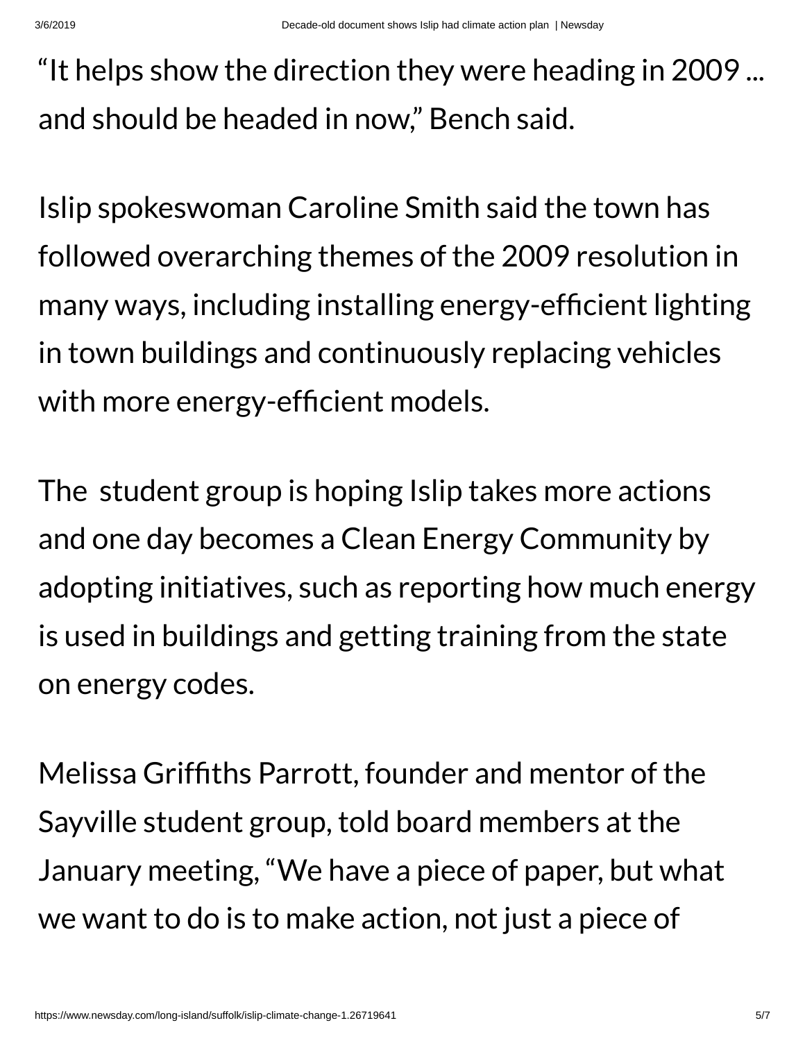"It helps show the direction they were heading in 2009 ... and should be headed in now," Bench said.

Islip spokeswoman Caroline Smith said the town has followed overarching themes of the 2009 resolution in many ways, including installing energy-efficient lighting in town buildings and continuously replacing vehicles with more energy-efficient models.

The student group is hoping Islip takes more actions and one day becomes a Clean Energy Community by adopting initiatives, such as reporting how much energy is used in buildings and getting training from the state on energy codes.

Melissa Griffiths Parrott, founder and mentor of the Sayville student group, told board members at the January meeting, "We have a piece of paper, but what we want to do is to make action, not just a piece of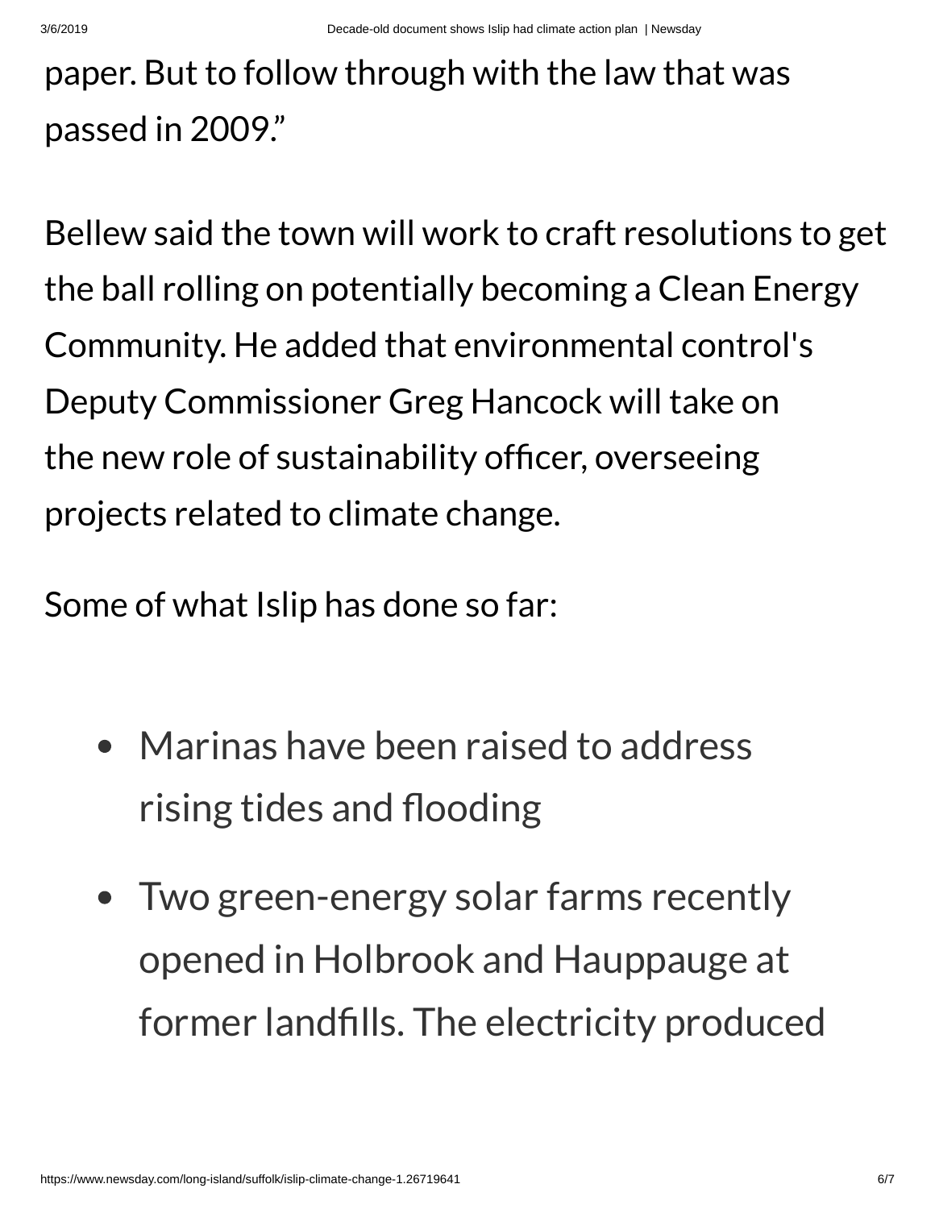paper. But to follow through with the law that was passed in 2009."

Bellew said the town will work to craft resolutions to get the ball rolling on potentially becoming a Clean Energy Community. He added that environmental control's Deputy Commissioner Greg Hancock will take on the new role of sustainability officer, overseeing projects related to climate change.

Some of what Islip has done so far:

- Marinas have been raised to address rising tides and flooding
- Two green-energy solar farms recently opened in Holbrook and Hauppauge at former landfills. The electricity produced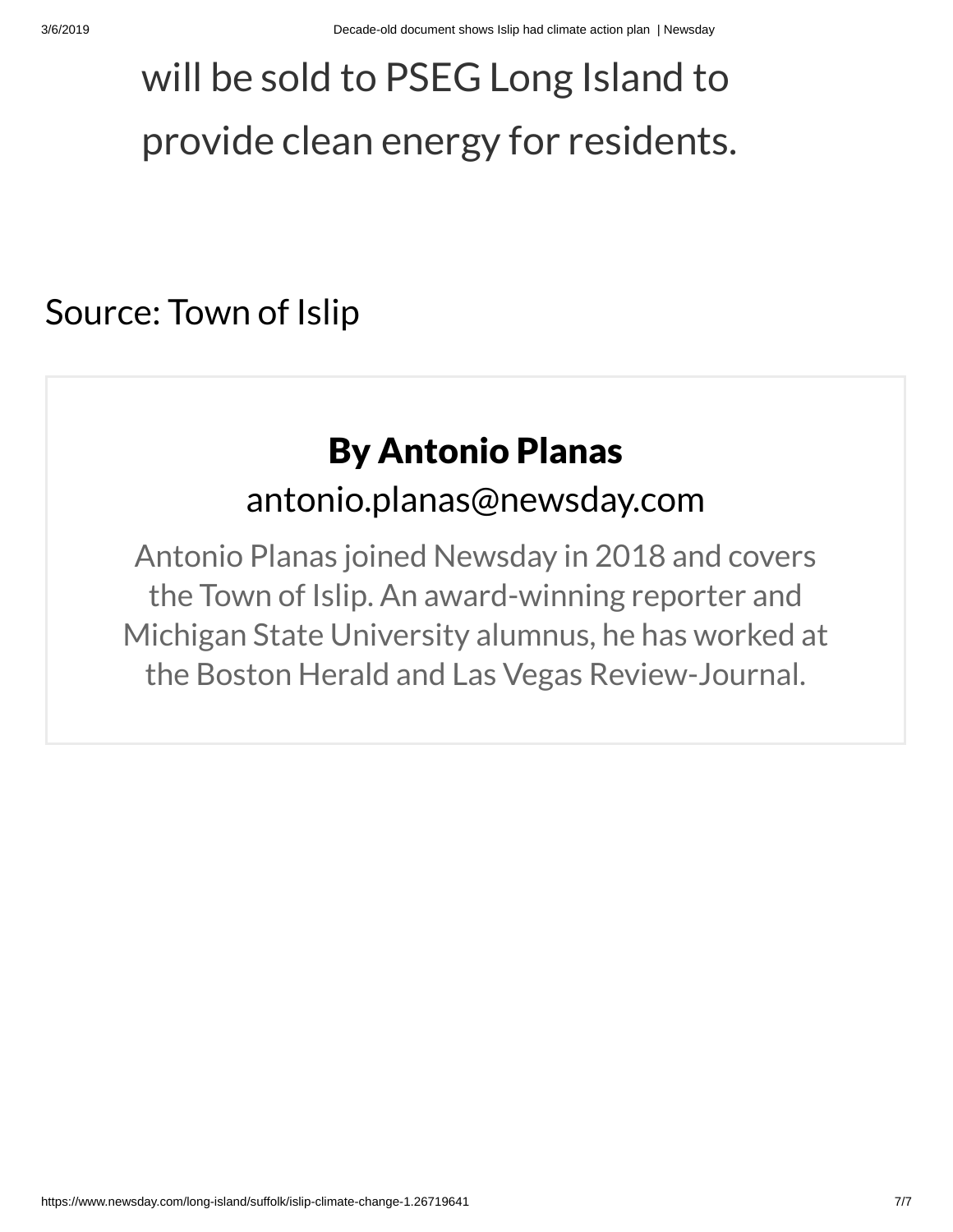will be sold to PSEG Long Island to provide clean energy for residents.

Source: Town of Islip

**By Antonio Planas**

antonio.planas@newsday.com

Antonio Planas joined Newsday in 2018 and covers the Town of Islip. An award-winning reporter and Michigan State University alumnus, he has worked at the Boston Herald and Las Vegas Review-Journal.